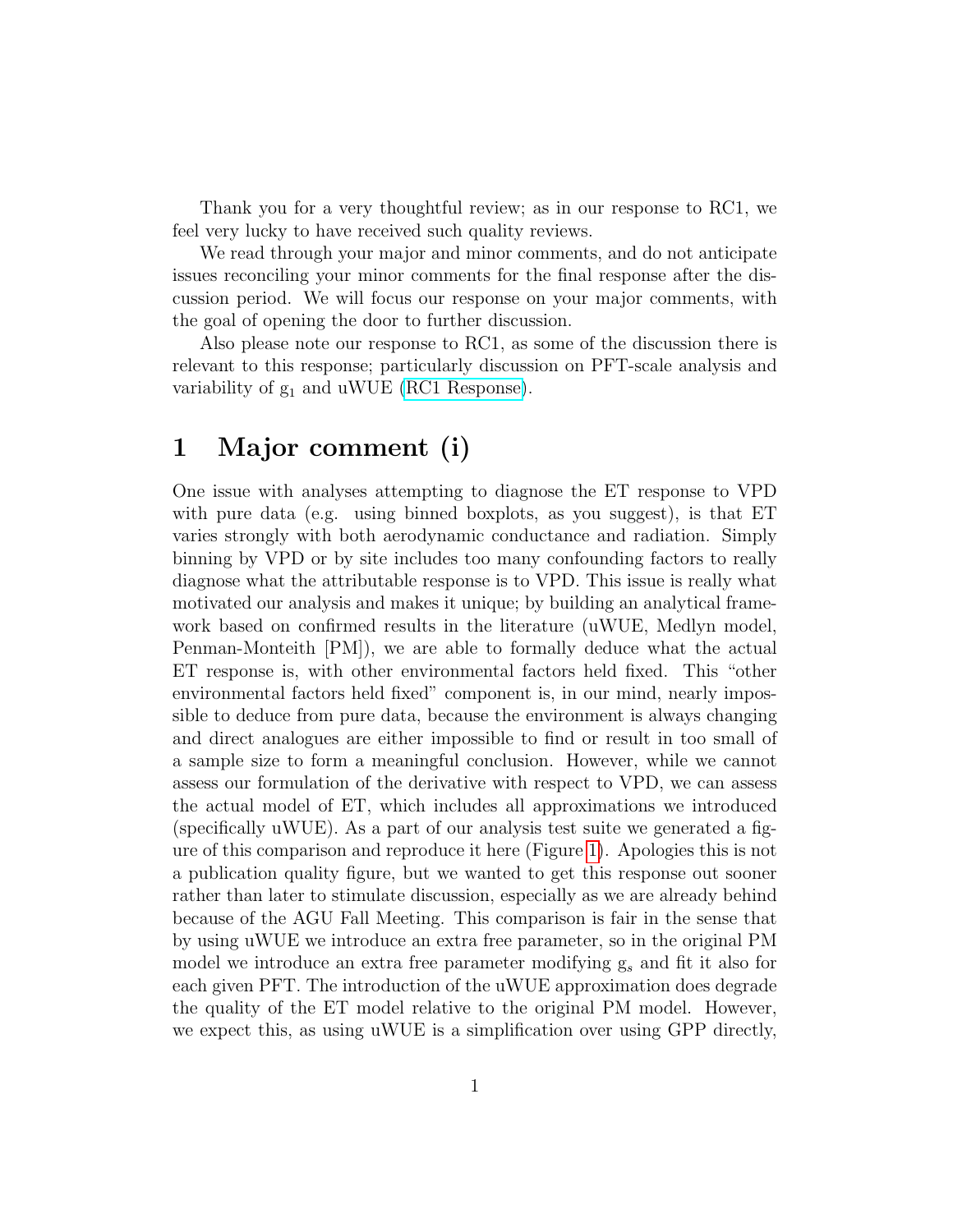Thank you for a very thoughtful review; as in our response to RC1, we feel very lucky to have received such quality reviews.

We read through your major and minor comments, and do not anticipate issues reconciling your minor comments for the final response after the discussion period. We will focus our response on your major comments, with the goal of opening the door to further discussion.

Also please note our response to RC1, as some of the discussion there is relevant to this response; particularly discussion on PFT-scale analysis and variability of $g_1$ and uWUE (RC1 Response).

# 1 Major comment (i)

One issue with analyses attempting to diagnose the ET response to VPD with pure data (e.g. using binned boxplots, as you suggest), is that ET varies strongly with both aerodynamic conductance and radiation. Simply binning by VPD or by site includes too many confounding factors to really diagnose what the attributable response is to VPD. This issue is really what motivated our analysis and makes it unique; by building an analytical framework based on confirmed results in the literature (uWUE, Medlyn model, Penman-Monteith [PM]), we are able to formally deduce what the actual ET response is, with other environmental factors held fixed. This "other environmental factors held fixed" component is, in our mind, nearly impossible to deduce from pure data, because the environment is always changing and direct analogues are either impossible to find or result in too small of a sample size to form a meaningful conclusion. However, while we cannot assess our formulation of the derivative with respect to VPD, we can assess the actual model of ET, which includes all approximations we introduced (specifically uWUE). As a part of our analysis test suite we generated a figure of this comparison and reproduce it here (Figure 1). Apologies this is not a publication quality figure, but we wanted to get this response out sooner rather than later to stimulate discussion, especially as we are already behind because of the AGU Fall Meeting. This comparison is fair in the sense that by using uWUE we introduce an extra free parameter, so in the original PM model we introduce an extra free parameter modifying $g_s$ and fit it also for each given PFT. The introduction of the uWUE approximation does degrade the quality of the ET model relative to the original PM model. However, we expect this, as using uWUE is a simplification over using GPP directly,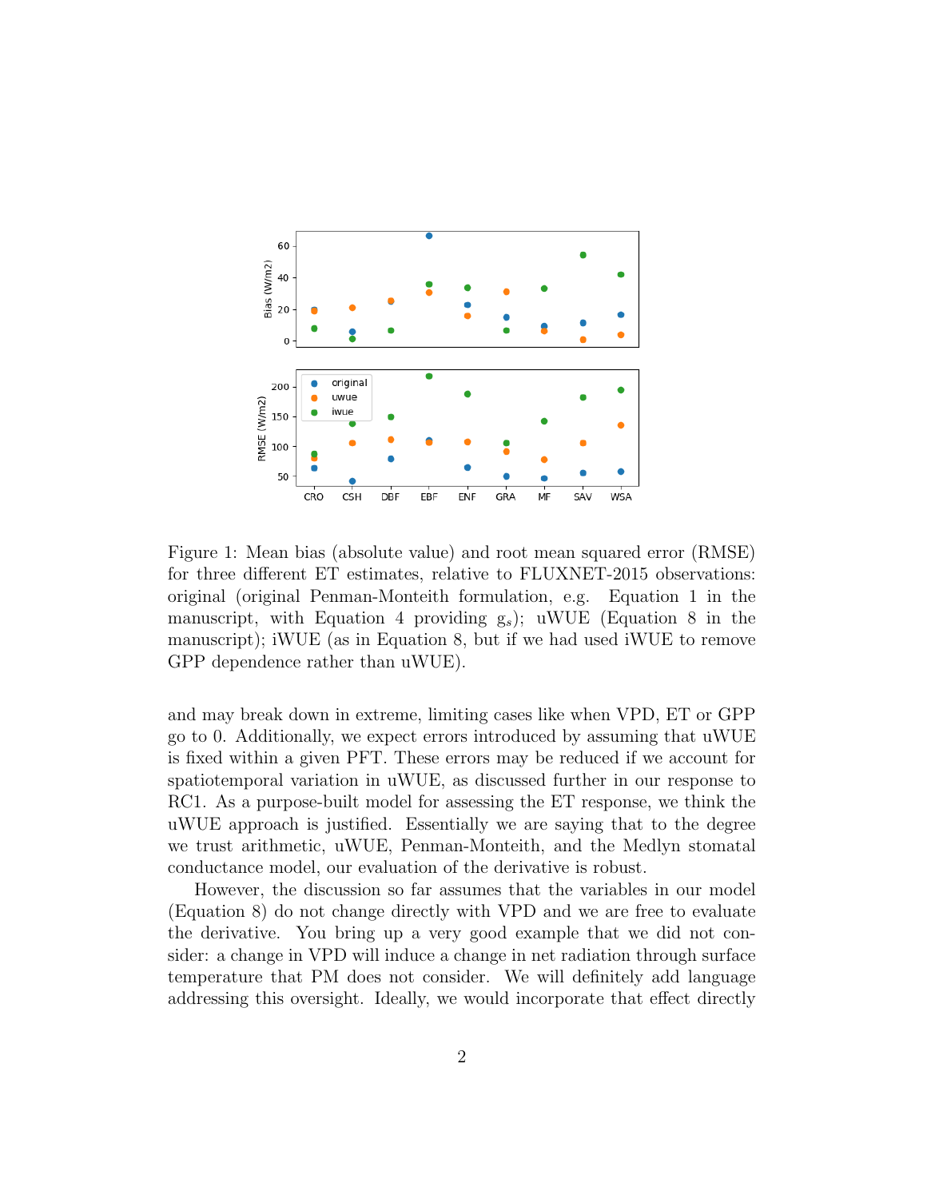Figure 1: Mean bias (absolute value) and root mean squared error (RMSE) for three different ET estimates, relative to FLUXNET-2015 observations: original (original Penman-Monteith formulation, e.g. Equation 1 in the manuscript, with Equation 4 providing $g_s$); uWUE (Equation 8 in the manuscript); iWUE (as in Equation 8, but if we had used iWUE to remove GPP dependence rather than uWUE).

and may break down in extreme, limiting cases like when VPD, ET or GPP go to 0. Additionally, we expect errors introduced by assuming that uWUE is fixed within a given PFT. These errors may be reduced if we account for spatiotemporal variation in uWUE, as discussed further in our response to RC1. As a purpose-built model for assessing the ET response, we think the uWUE approach is justified. Essentially we are saying that to the degree we trust arithmetic, uWUE, Penman-Monteith, and the Medlyn stomatal conductance model, our evaluation of the derivative is robust.

However, the discussion so far assumes that the variables in our model (Equation 8) do not change directly with VPD and we are free to evaluate the derivative. You bring up a very good example that we did not consider: a change in VPD will induce a change in net radiation through surface temperature that PM does not consider. We will definitely add language addressing this oversight. Ideally, we would incorporate that effect directly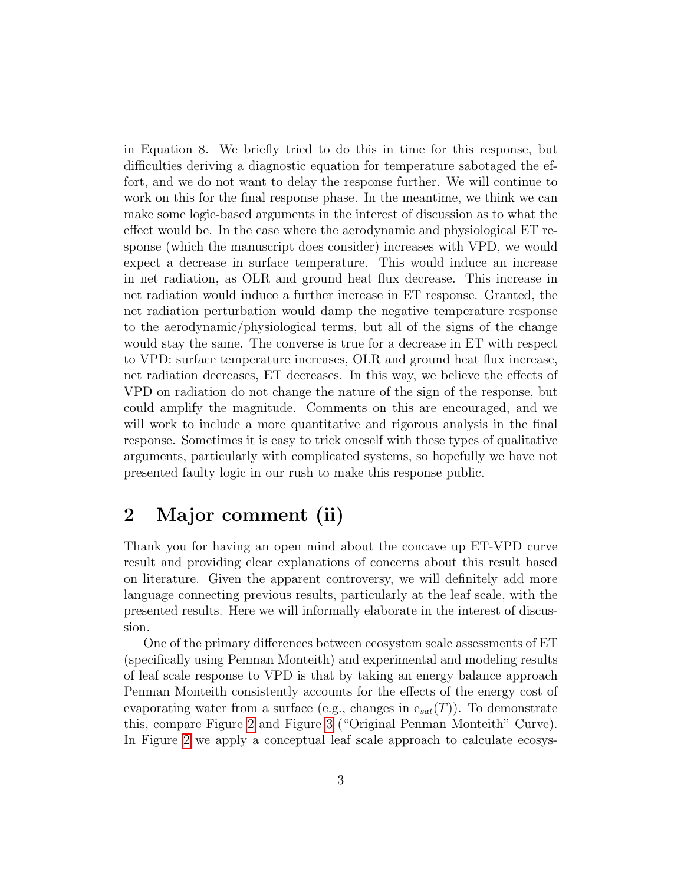in Equation 8. We briefly tried to do this in time for this response, but difficulties deriving a diagnostic equation for temperature sabotaged the effort, and we do not want to delay the response further. We will continue to work on this for the final response phase. In the meantime, we think we can make some logic-based arguments in the interest of discussion as to what the effect would be. In the case where the aerodynamic and physiological ET response (which the manuscript does consider) increases with VPD, we would expect a decrease in surface temperature. This would induce an increase in net radiation, as OLR and ground heat flux decrease. This increase in net radiation would induce a further increase in ET response. Granted, the net radiation perturbation would damp the negative temperature response to the aerodynamic/physiological terms, but all of the signs of the change would stay the same. The converse is true for a decrease in ET with respect to VPD: surface temperature increases, OLR and ground heat flux increase, net radiation decreases, ET decreases. In this way, we believe the effects of VPD on radiation do not change the nature of the sign of the response, but could amplify the magnitude. Comments on this are encouraged, and we will work to include a more quantitative and rigorous analysis in the final response. Sometimes it is easy to trick oneself with these types of qualitative arguments, particularly with complicated systems, so hopefully we have not presented faulty logic in our rush to make this response public.

## 2 Major comment (ii)

Thank you for having an open mind about the concave up ET-VPD curve result and providing clear explanations of concerns about this result based on literature. Given the apparent controversy, we will definitely add more language connecting previous results, particularly at the leaf scale, with the presented results. Here we will informally elaborate in the interest of discussion.

One of the primary differences between ecosystem scale assessments of ET (specifically using Penman Monteith) and experimental and modeling results of leaf scale response to VPD is that by taking an energy balance approach Penman Monteith consistently accounts for the effects of the energy cost of evaporating water from a surface (e.g., changes in $e_{sat}(T)$). To demonstrate this, compare Figure 2 and Figure 3 ("Original Penman Monteith" Curve). In Figure 2 we apply a conceptual leaf scale approach to calculate ecosys-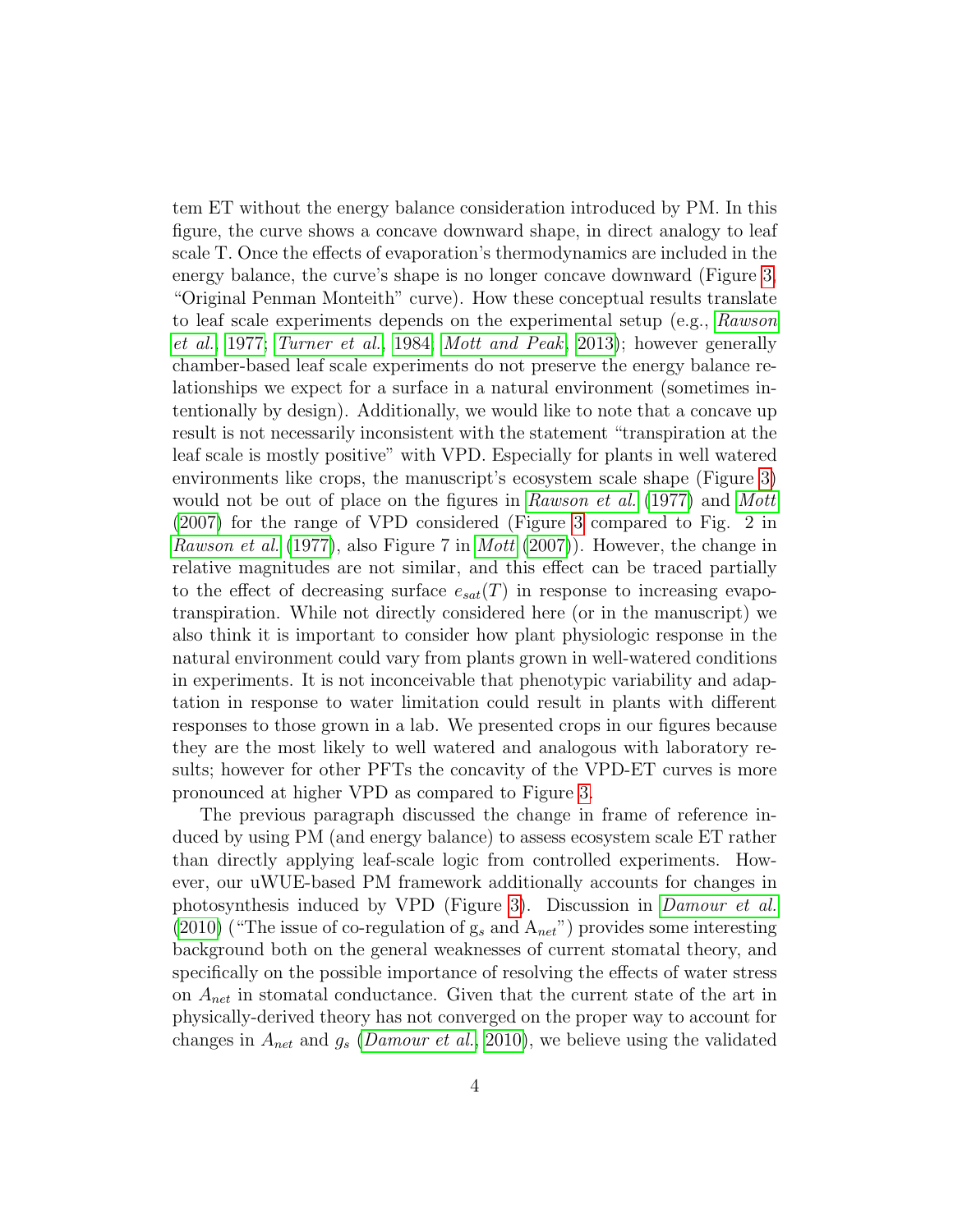tem ET without the energy balance consideration introduced by PM. In this figure, the curve shows a concave downward shape, in direct analogy to leaf scale T. Once the effects of evaporation's thermodynamics are included in the energy balance, the curve's shape is no longer concave downward (Figure 3, "Original Penman Monteith" curve). How these conceptual results translate to leaf scale experiments depends on the experimental setup (e.g., *Rawson et al.*, 1977; *Turner et al.*, 1984; *Mott and Peak*, 2013); however generally chamber-based leaf scale experiments do not preserve the energy balance relationships we expect for a surface in a natural environment (sometimes intentionally by design). Additionally, we would like to note that a concave up result is not necessarily inconsistent with the statement "transpiration at the leaf scale is mostly positive" with VPD. Especially for plants in well watered environments like crops, the manuscript's ecosystem scale shape (Figure 3) would not be out of place on the figures in *Rawson et al.* (1977) and *Mott* (2007) for the range of VPD considered (Figure 3 compared to Fig. 2 in *Rawson et al.* (1977), also Figure 7 in *Mott* (2007)). However, the change in relative magnitudes are not similar, and this effect can be traced partially to the effect of decreasing surface $e_{sat}(T)$ in response to increasing evapotranspiration. While not directly considered here (or in the manuscript) we also think it is important to consider how plant physiologic response in the natural environment could vary from plants grown in well-watered conditions in experiments. It is not inconceivable that phenotypic variability and adaptation in response to water limitation could result in plants with different responses to those grown in a lab. We presented crops in our figures because they are the most likely to well watered and analogous with laboratory results; however for other PFTs the concavity of the VPD-ET curves is more pronounced at higher VPD as compared to Figure 3.

The previous paragraph discussed the change in frame of reference induced by using PM (and energy balance) to assess ecosystem scale ET rather than directly applying leaf-scale logic from controlled experiments. However, our uWUE-based PM framework additionally accounts for changes in photosynthesis induced by VPD (Figure 3). Discussion in *Damour et al.* (2010) ("The issue of co-regulation of $g_s$ and $A_{net}$") provides some interesting background both on the general weaknesses of current stomatal theory, and specifically on the possible importance of resolving the effects of water stress on $A_{net}$ in stomatal conductance. Given that the current state of the art in physically-derived theory has not converged on the proper way to account for changes in $A_{net}$ and $g_s$ (*Damour et al.*, 2010), we believe using the validated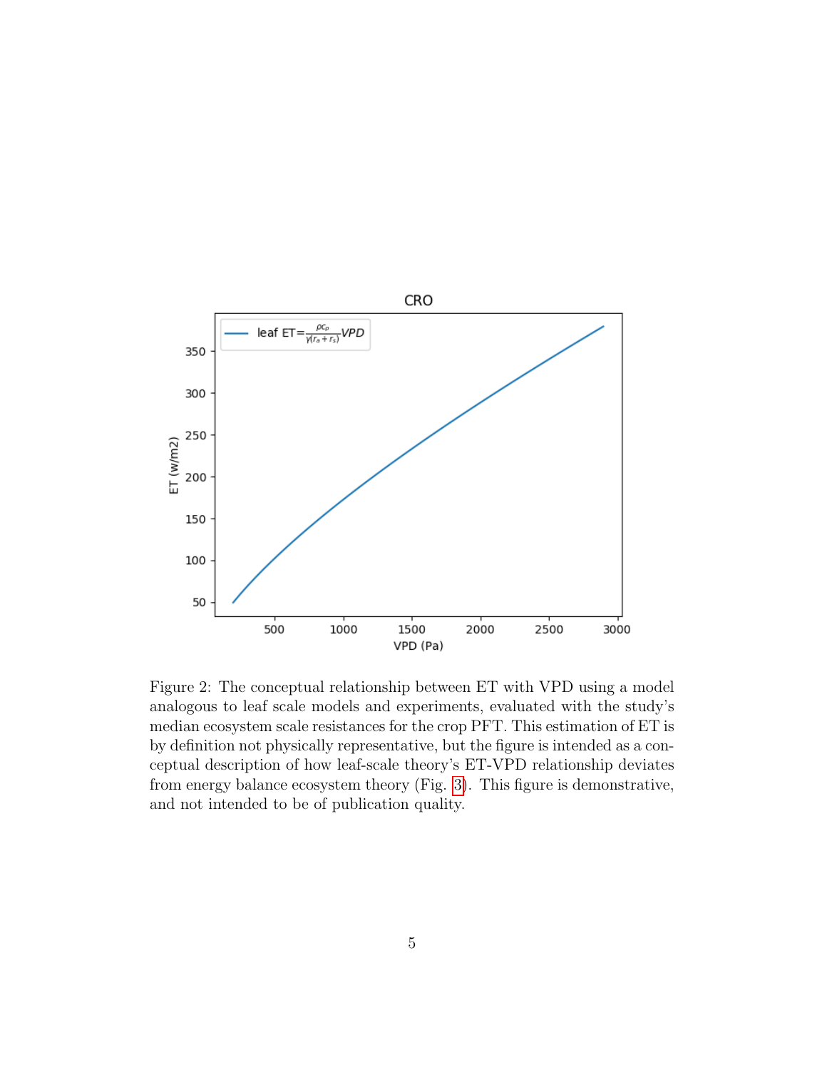Figure 2: The conceptual relationship between ET with VPD using a model analogous to leaf scale models and experiments, evaluated with the study's median ecosystem scale resistances for the crop PFT. This estimation of ET is by definition not physically representative, but the figure is intended as a conceptual description of how leaf-scale theory's ET-VPD relationship deviates from energy balance ecosystem theory (Fig. 3). This figure is demonstrative, and not intended to be of publication quality.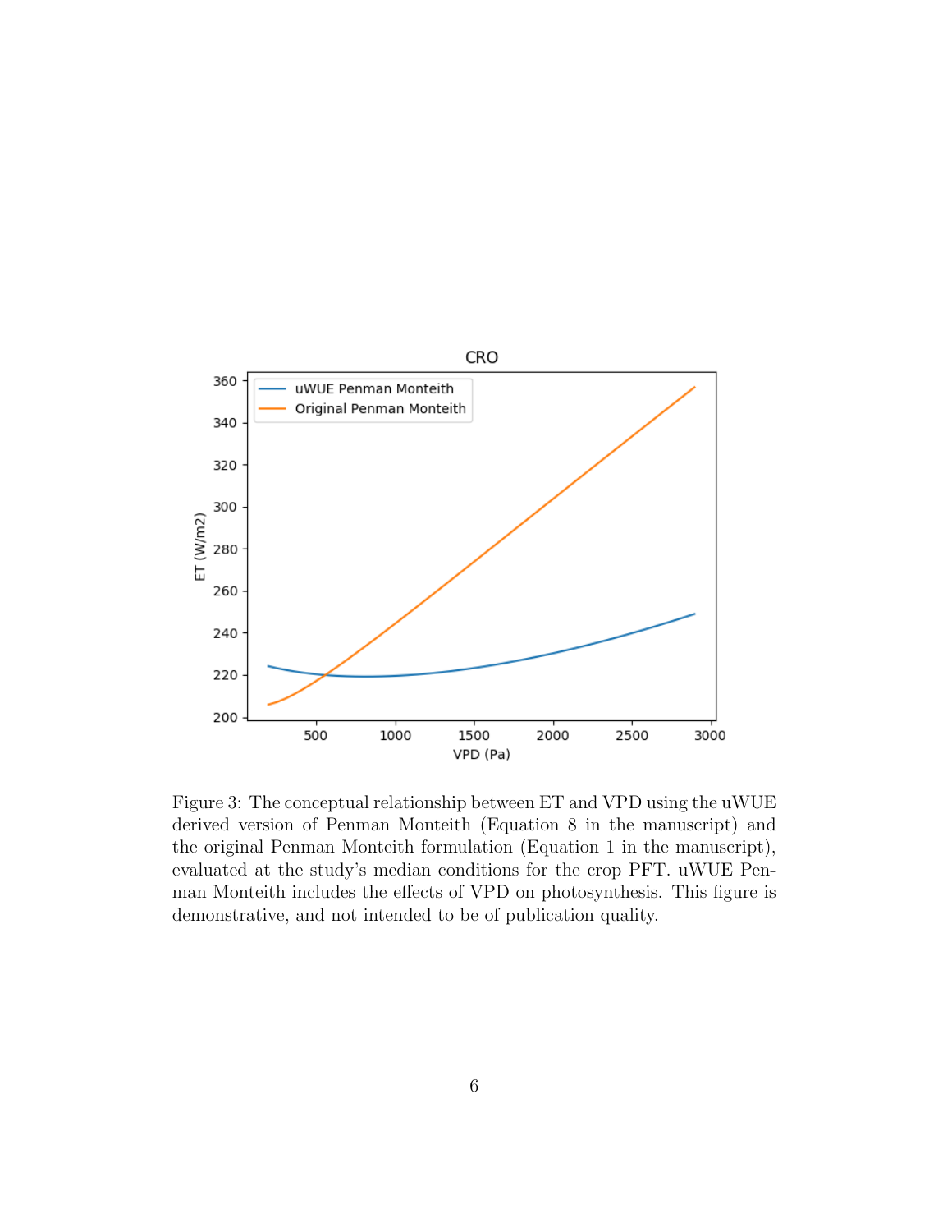Figure 3: The conceptual relationship between ET and VPD using the uWUE derived version of Penman Monteith (Equation 8 in the manuscript) and the original Penman Monteith formulation (Equation 1 in the manuscript), evaluated at the study's median conditions for the crop PFT. uWUE Penman Monteith includes the effects of VPD on photosynthesis. This figure is demonstrative, and not intended to be of publication quality.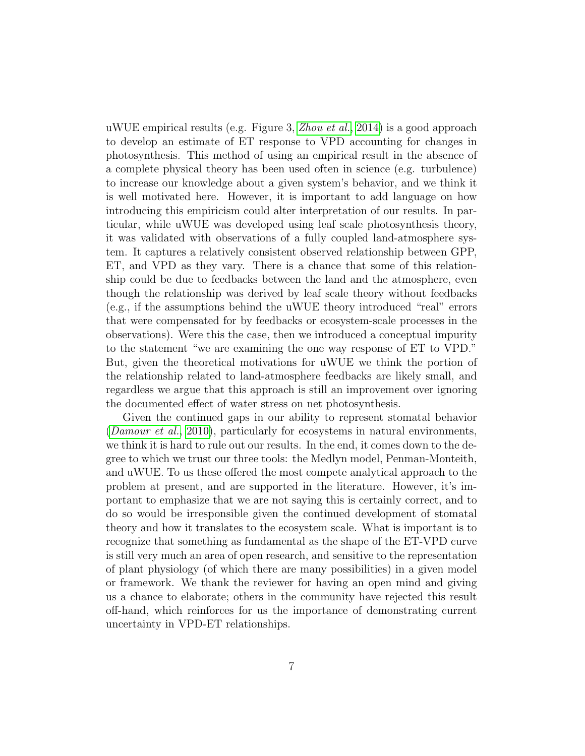uWUE empirical results (e.g. Figure 3, *Zhou et al.*, 2014) is a good approach to develop an estimate of ET response to VPD accounting for changes in photosynthesis. This method of using an empirical result in the absence of a complete physical theory has been used often in science (e.g. turbulence) to increase our knowledge about a given system's behavior, and we think it is well motivated here. However, it is important to add language on how introducing this empiricism could alter interpretation of our results. In particular, while uWUE was developed using leaf scale photosynthesis theory, it was validated with observations of a fully coupled land-atmosphere system. It captures a relatively consistent observed relationship between GPP, ET, and VPD as they vary. There is a chance that some of this relationship could be due to feedbacks between the land and the atmosphere, even though the relationship was derived by leaf scale theory without feedbacks (e.g., if the assumptions behind the uWUE theory introduced "real" errors that were compensated for by feedbacks or ecosystem-scale processes in the observations). Were this the case, then we introduced a conceptual impurity to the statement "we are examining the one way response of ET to VPD." But, given the theoretical motivations for uWUE we think the portion of the relationship related to land-atmosphere feedbacks are likely small, and regardless we argue that this approach is still an improvement over ignoring the documented effect of water stress on net photosynthesis.

Given the continued gaps in our ability to represent stomatal behavior (*Damour et al.*, 2010), particularly for ecosystems in natural environments, we think it is hard to rule out our results. In the end, it comes down to the degree to which we trust our three tools: the Medlyn model, Penman-Monteith, and uWUE. To us these offered the most compete analytical approach to the problem at present, and are supported in the literature. However, it's important to emphasize that we are not saying this is certainly correct, and to do so would be irresponsible given the continued development of stomatal theory and how it translates to the ecosystem scale. What is important is to recognize that something as fundamental as the shape of the ET-VPD curve is still very much an area of open research, and sensitive to the representation of plant physiology (of which there are many possibilities) in a given model or framework. We thank the reviewer for having an open mind and giving us a chance to elaborate; others in the community have rejected this result off-hand, which reinforces for us the importance of demonstrating current uncertainty in VPD-ET relationships.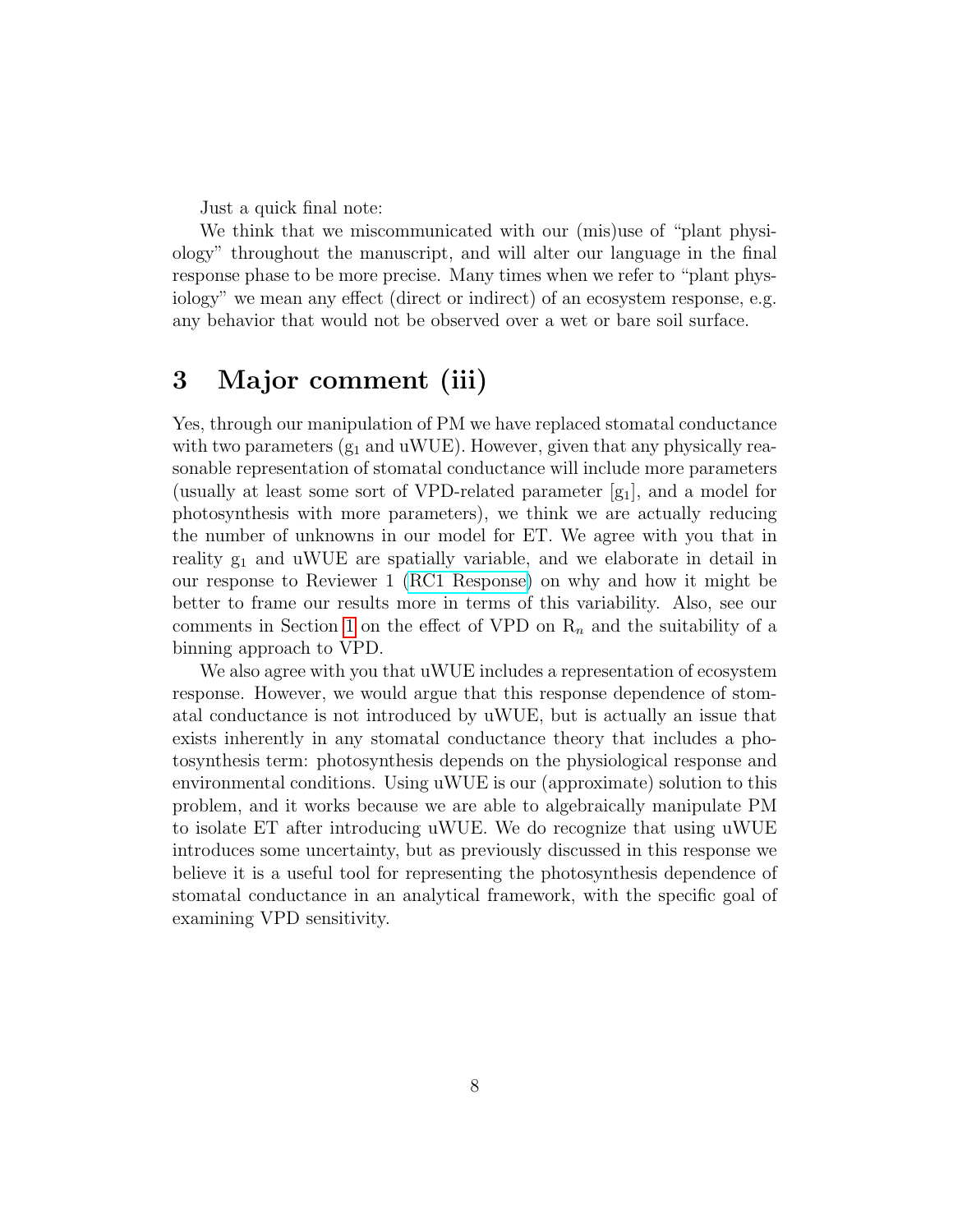Just a quick final note:

We think that we miscommunicated with our (mis)use of "plant physiology" throughout the manuscript, and will alter our language in the final response phase to be more precise. Many times when we refer to "plant physiology" we mean any effect (direct or indirect) of an ecosystem response, e.g. any behavior that would not be observed over a wet or bare soil surface.

# 3 Major comment (iii)

Yes, through our manipulation of PM we have replaced stomatal conductance with two parameters ($g_1$ and uWUE). However, given that any physically reasonable representation of stomatal conductance will include more parameters (usually at least some sort of VPD-related parameter [$g_1$], and a model for photosynthesis with more parameters), we think we are actually reducing the number of unknowns in our model for ET. We agree with you that in reality $g_1$ and uWUE are spatially variable, and we elaborate in detail in our response to Reviewer 1 (RC1 Response) on why and how it might be better to frame our results more in terms of this variability. Also, see our comments in Section 1 on the effect of VPD on $R_n$ and the suitability of a binning approach to VPD.

We also agree with you that uWUE includes a representation of ecosystem response. However, we would argue that this response dependence of stomatal conductance is not introduced by uWUE, but is actually an issue that exists inherently in any stomatal conductance theory that includes a photosynthesis term: photosynthesis depends on the physiological response and environmental conditions. Using uWUE is our (approximate) solution to this problem, and it works because we are able to algebraically manipulate PM to isolate ET after introducing uWUE. We do recognize that using uWUE introduces some uncertainty, but as previously discussed in this response we believe it is a useful tool for representing the photosynthesis dependence of stomatal conductance in an analytical framework, with the specific goal of examining VPD sensitivity.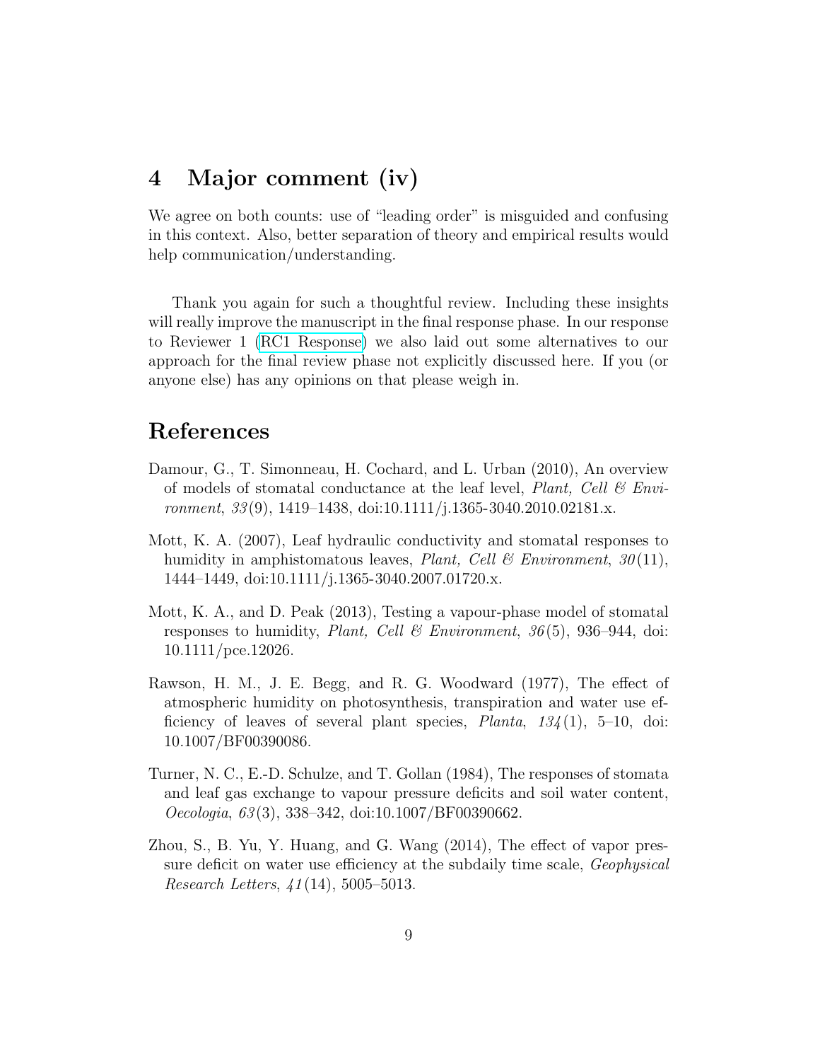## 4 Major comment (iv)

We agree on both counts: use of "leading order" is misguided and confusing in this context. Also, better separation of theory and empirical results would help communication/understanding.

Thank you again for such a thoughtful review. Including these insights will really improve the manuscript in the final response phase. In our response to Reviewer 1 (RC1 Response) we also laid out some alternatives to our approach for the final review phase not explicitly discussed here. If you (or anyone else) has any opinions on that please weigh in.

## References

Damour, G., T. Simonneau, H. Cochard, and L. Urban (2010), An overview of models of stomatal conductance at the leaf level, *Plant, Cell & Environment*, *33*(9), 1419–1438, doi:10.1111/j.1365-3040.2010.02181.x.

Mott, K. A. (2007), Leaf hydraulic conductivity and stomatal responses to humidity in amphistomatous leaves, *Plant, Cell & Environment*, *30*(11), 1444–1449, doi:10.1111/j.1365-3040.2007.01720.x.

Mott, K. A., and D. Peak (2013), Testing a vapour-phase model of stomatal responses to humidity, *Plant, Cell & Environment*, *36*(5), 936–944, doi:10.1111/pce.12026.

Rawson, H. M., J. E. Begg, and R. G. Woodward (1977), The effect of atmospheric humidity on photosynthesis, transpiration and water use efficiency of leaves of several plant species, *Planta*, *134*(1), 5–10, doi:10.1007/BF00390086.

Turner, N. C., E.-D. Schulze, and T. Gollan (1984), The responses of stomata and leaf gas exchange to vapour pressure deficits and soil water content, *Oecologia*, *63*(3), 338–342, doi:10.1007/BF00390662.

Zhou, S., B. Yu, Y. Huang, and G. Wang (2014), The effect of vapor pressure deficit on water use efficiency at the subdaily time scale, *Geophysical Research Letters*, *41*(14), 5005–5013.